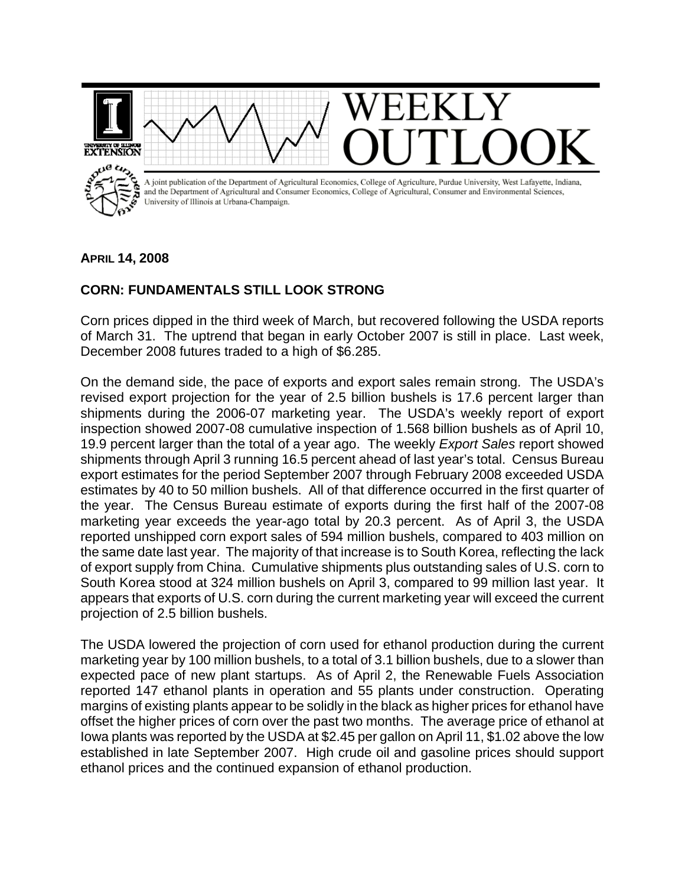# WEEKLY OUTLOOK

A joint publication of the Department of Agricultural Economics, College of Agriculture, Purdue University, West Lafayette, Indiana, and the Department of Agricultural and Consumer Economics, College of Agricultural, Consumer and Environmental Sciences, University of Illinois at Urbana-Champaign.

**APRIL 14, 2008**

## CORN: FUNDAMENTALS STILL LOOK STRONG

Corn prices dipped in the third week of March, but recovered following the USDA reports of March 31. The uptrend that began in early October 2007 is still in place. Last week, December 2008 futures traded to a high of $6.285.

On the demand side, the pace of exports and export sales remain strong. The USDA's revised export projection for the year of 2.5 billion bushels is 17.6 percent larger than shipments during the 2006-07 marketing year. The USDA's weekly report of export inspection showed 2007-08 cumulative inspection of 1.568 billion bushels as of April 10, 19.9 percent larger than the total of a year ago. The weekly *Export Sales* report showed shipments through April 3 running 16.5 percent ahead of last year's total. Census Bureau export estimates for the period September 2007 through February 2008 exceeded USDA estimates by 40 to 50 million bushels. All of that difference occurred in the first quarter of the year. The Census Bureau estimate of exports during the first half of the 2007-08 marketing year exceeds the year-ago total by 20.3 percent. As of April 3, the USDA reported unshipped corn export sales of 594 million bushels, compared to 403 million on the same date last year. The majority of that increase is to South Korea, reflecting the lack of export supply from China. Cumulative shipments plus outstanding sales of U.S. corn to South Korea stood at 324 million bushels on April 3, compared to 99 million last year. It appears that exports of U.S. corn during the current marketing year will exceed the current projection of 2.5 billion bushels.

The USDA lowered the projection of corn used for ethanol production during the current marketing year by 100 million bushels, to a total of 3.1 billion bushels, due to a slower than expected pace of new plant startups. As of April 2, the Renewable Fuels Association reported 147 ethanol plants in operation and 55 plants under construction. Operating margins of existing plants appear to be solidly in the black as higher prices for ethanol have offset the higher prices of corn over the past two months. The average price of ethanol at Iowa plants was reported by the USDA at $2.45 per gallon on April 11, $1.02 above the low established in late September 2007. High crude oil and gasoline prices should support ethanol prices and the continued expansion of ethanol production.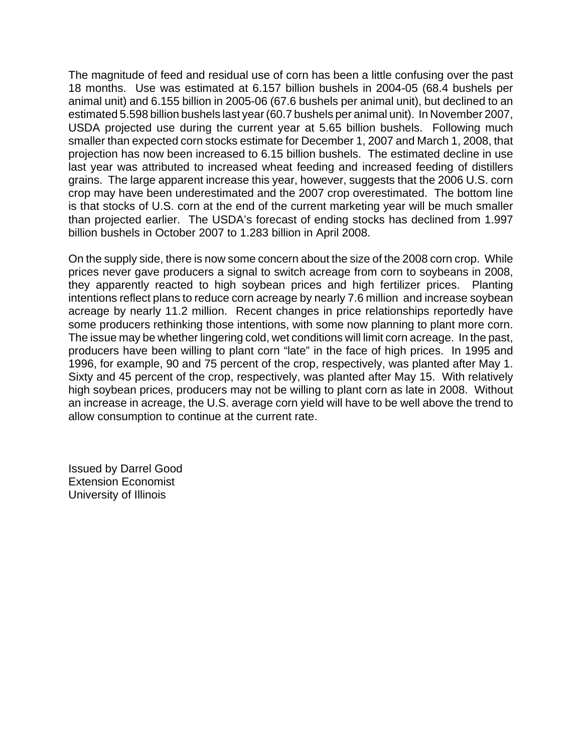The magnitude of feed and residual use of corn has been a little confusing over the past 18 months. Use was estimated at 6.157 billion bushels in 2004-05 (68.4 bushels per animal unit) and 6.155 billion in 2005-06 (67.6 bushels per animal unit), but declined to an estimated 5.598 billion bushels last year (60.7 bushels per animal unit). In November 2007, USDA projected use during the current year at 5.65 billion bushels. Following much smaller than expected corn stocks estimate for December 1, 2007 and March 1, 2008, that projection has now been increased to 6.15 billion bushels. The estimated decline in use last year was attributed to increased wheat feeding and increased feeding of distillers grains. The large apparent increase this year, however, suggests that the 2006 U.S. corn crop may have been underestimated and the 2007 crop overestimated. The bottom line is that stocks of U.S. corn at the end of the current marketing year will be much smaller than projected earlier. The USDA's forecast of ending stocks has declined from 1.997 billion bushels in October 2007 to 1.283 billion in April 2008.

On the supply side, there is now some concern about the size of the 2008 corn crop. While prices never gave producers a signal to switch acreage from corn to soybeans in 2008, they apparently reacted to high soybean prices and high fertilizer prices. Planting intentions reflect plans to reduce corn acreage by nearly 7.6 million and increase soybean acreage by nearly 11.2 million. Recent changes in price relationships reportedly have some producers rethinking those intentions, with some now planning to plant more corn. The issue may be whether lingering cold, wet conditions will limit corn acreage. In the past, producers have been willing to plant corn "late" in the face of high prices. In 1995 and 1996, for example, 90 and 75 percent of the crop, respectively, was planted after May 1. Sixty and 45 percent of the crop, respectively, was planted after May 15. With relatively high soybean prices, producers may not be willing to plant corn as late in 2008. Without an increase in acreage, the U.S. average corn yield will have to be well above the trend to allow consumption to continue at the current rate.

Issued by Darrel Good
Extension Economist
University of Illinois